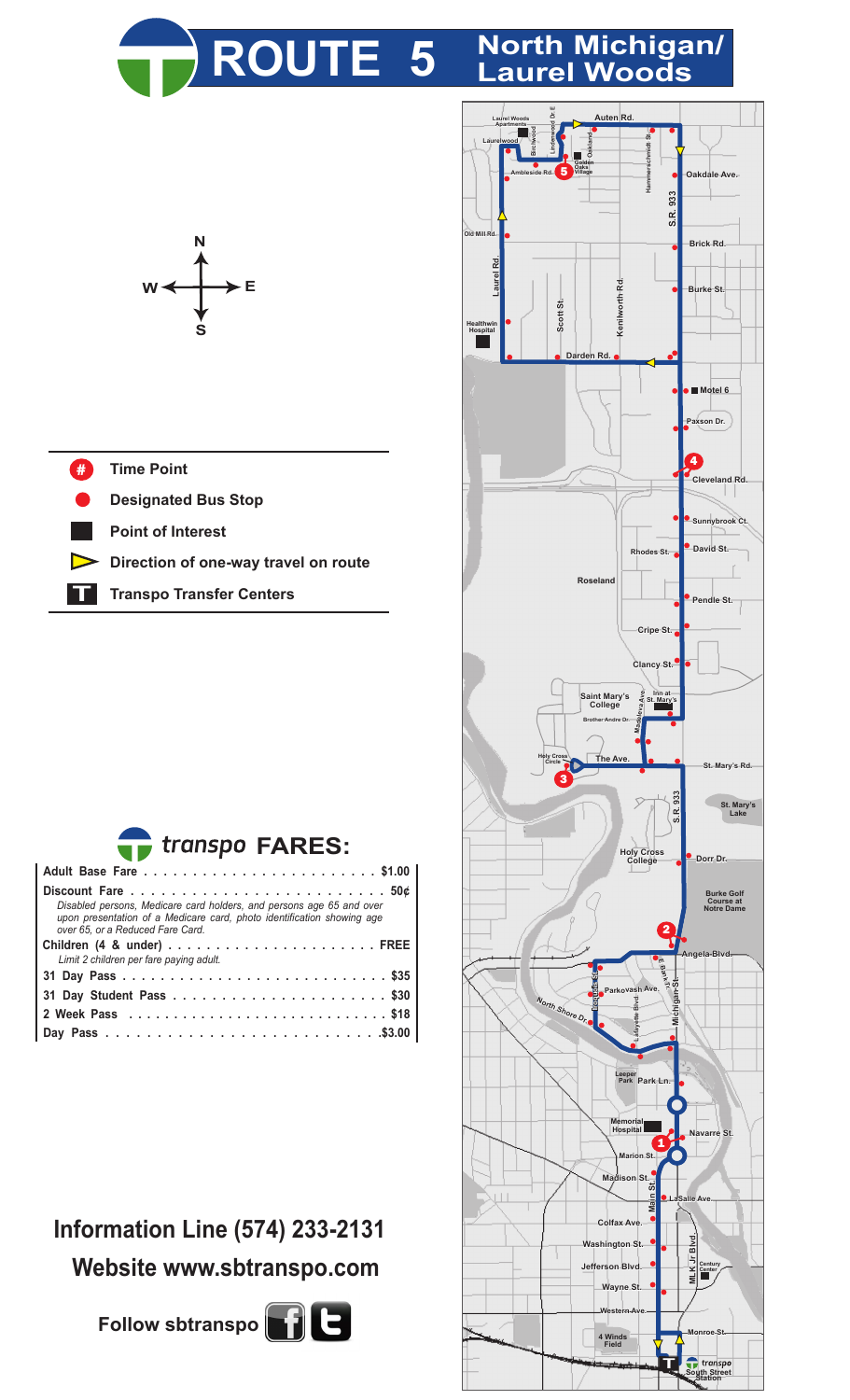# ROUTE 5 North Michigan/ Laurel Woods

| Symbol | Meaning |
| --- | --- |
| # | Time Point |
| ● | Designated Bus Stop |
| ■ | Point of Interest |
| ▷ | Direction of one-way travel on route |
| T | Transpo Transfer Centers |

## transpo FARES:

| Fare | Price |
| --- | --- |
| Adult Base Fare | $1.00 |
| Discount Fare *Disabled persons, Medicare card holders, and persons age 65 and over upon presentation of a Medicare card, photo identification showing age over 65, or a Reduced Fare Card.* | 50¢ |
| Children (4 & under) *Limit 2 children per fare paying adult.* | FREE |
| 31 Day Pass | $35 |
| 31 Day Student Pass | $30 |
| 2 Week Pass | $18 |
| Day Pass | $3.00 |

**Information Line (574) 233-2131**

**Website www.sbtranspo.com**

**Follow sbtranspo**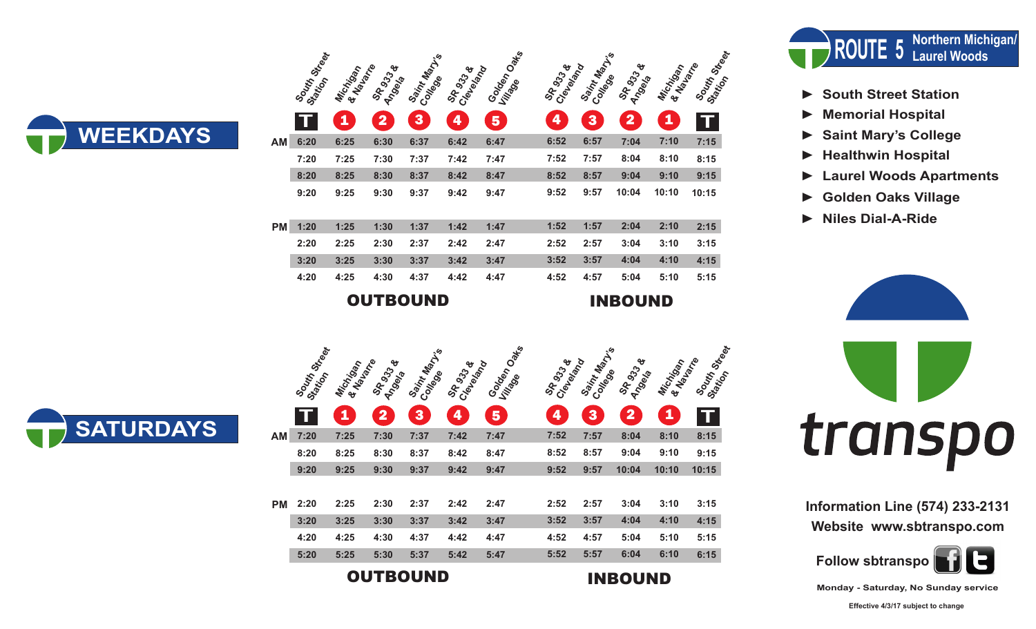# ROUTE 5 Northern Michigan/ Laurel Woods

- South Street Station
- Memorial Hospital
- Saint Mary's College
- Healthwin Hospital
- Laurel Woods Apartments
- Golden Oaks Village
- Niles Dial-A-Ride

## WEEKDAYS

| | OUTBOUND | | | | | | INBOUND | | | | |
|---|---|---|---|---|---|---|---|---|---|---|---|
| | South Street Station (T) | Michigan & Navarre (1) | SR 933 & Angela (2) | Saint Mary's College (3) | SR 933 & Cleveland (4) | Golden Oaks Village (5) | SR 933 & Cleveland (4) | Saint Mary's College (3) | SR 933 & Angela (2) | Michigan & Navarre (1) | South Street Station (T) |
| AM | 6:20 | 6:25 | 6:30 | 6:37 | 6:42 | 6:47 | 6:52 | 6:57 | 7:04 | 7:10 | 7:15 |
| | 7:20 | 7:25 | 7:30 | 7:37 | 7:42 | 7:47 | 7:52 | 7:57 | 8:04 | 8:10 | 8:15 |
| | 8:20 | 8:25 | 8:30 | 8:37 | 8:42 | 8:47 | 8:52 | 8:57 | 9:04 | 9:10 | 9:15 |
| | 9:20 | 9:25 | 9:30 | 9:37 | 9:42 | 9:47 | 9:52 | 9:57 | 10:04 | 10:10 | 10:15 |
| PM | 1:20 | 1:25 | 1:30 | 1:37 | 1:42 | 1:47 | 1:52 | 1:57 | 2:04 | 2:10 | 2:15 |
| | 2:20 | 2:25 | 2:30 | 2:37 | 2:42 | 2:47 | 2:52 | 2:57 | 3:04 | 3:10 | 3:15 |
| | 3:20 | 3:25 | 3:30 | 3:37 | 3:42 | 3:47 | 3:52 | 3:57 | 4:04 | 4:10 | 4:15 |
| | 4:20 | 4:25 | 4:30 | 4:37 | 4:42 | 4:47 | 4:52 | 4:57 | 5:04 | 5:10 | 5:15 |

## SATURDAYS

| | OUTBOUND | | | | | | INBOUND | | | | |
|---|---|---|---|---|---|---|---|---|---|---|---|
| | South Street Station (T) | Michigan & Navarre (1) | SR 933 & Angela (2) | Saint Mary's College (3) | SR 933 & Cleveland (4) | Golden Oaks Village (5) | SR 933 & Cleveland (4) | Saint Mary's College (3) | SR 933 & Angela (2) | Michigan & Navarre (1) | South Street Station (T) |
| AM | 7:20 | 7:25 | 7:30 | 7:37 | 7:42 | 7:47 | 7:52 | 7:57 | 8:04 | 8:10 | 8:15 |
| | 8:20 | 8:25 | 8:30 | 8:37 | 8:42 | 8:47 | 8:52 | 8:57 | 9:04 | 9:10 | 9:15 |
| | 9:20 | 9:25 | 9:30 | 9:37 | 9:42 | 9:47 | 9:52 | 9:57 | 10:04 | 10:10 | 10:15 |
| PM | 2:20 | 2:25 | 2:30 | 2:37 | 2:42 | 2:47 | 2:52 | 2:57 | 3:04 | 3:10 | 3:15 |
| | 3:20 | 3:25 | 3:30 | 3:37 | 3:42 | 3:47 | 3:52 | 3:57 | 4:04 | 4:10 | 4:15 |
| | 4:20 | 4:25 | 4:30 | 4:37 | 4:42 | 4:47 | 4:52 | 4:57 | 5:04 | 5:10 | 5:15 |
| | 5:20 | 5:25 | 5:30 | 5:37 | 5:42 | 5:47 | 5:52 | 5:57 | 6:04 | 6:10 | 6:15 |

transpo

**Information Line (574) 233-2131**
**Website www.sbtranspo.com**

**Follow sbtranspo**

**Monday - Saturday, No Sunday service**

**Effective 4/3/17 subject to change**